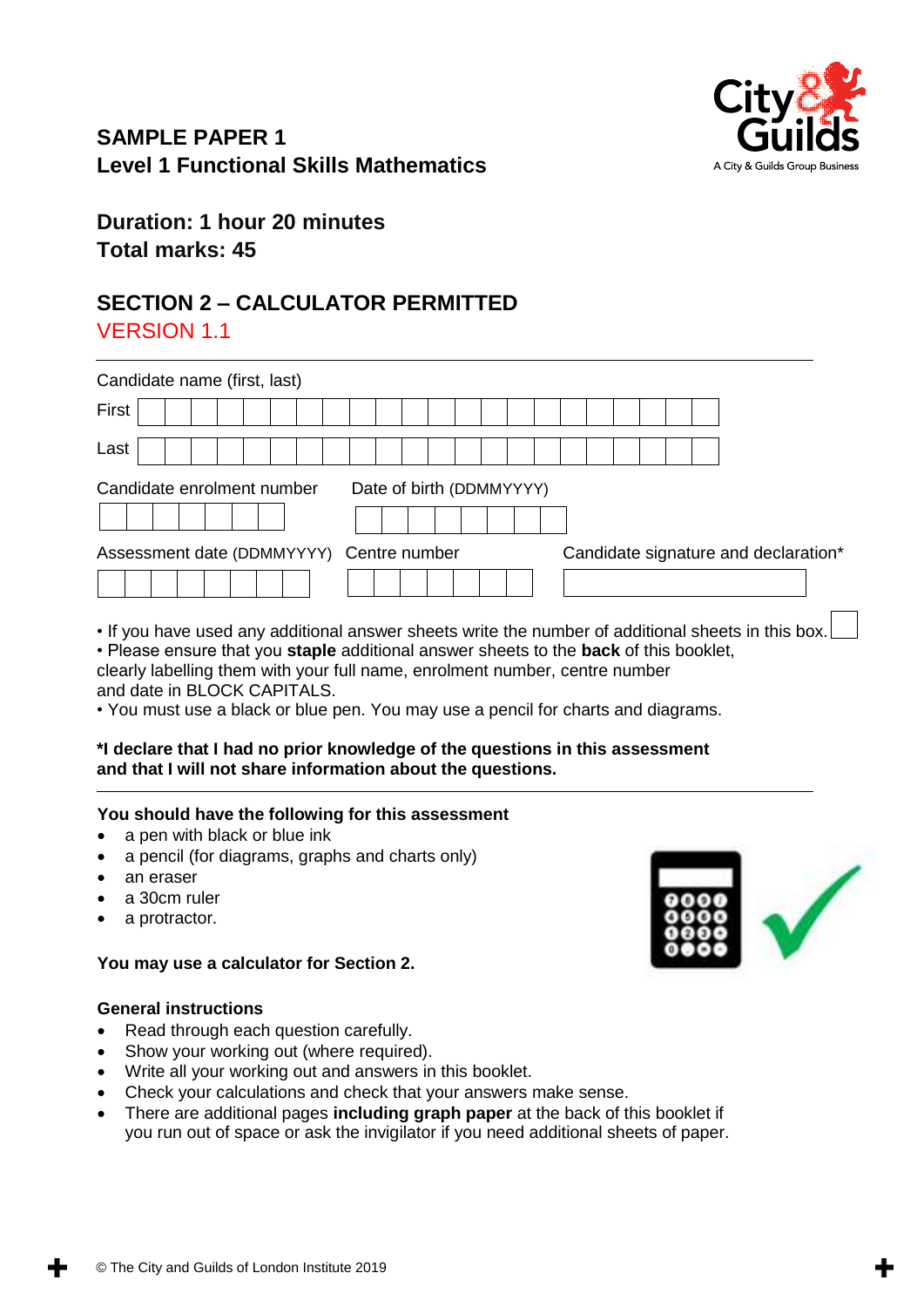# SAMPLE PAPER 1
## Level 1 Functional Skills Mathematics

**Duration: 1 hour 20 minutes**
**Total marks: 45**

## SECTION 2 – CALCULATOR PERMITTED
VERSION 1.1

Candidate name (first, last)

First

Last

Candidate enrolment number

Date of birth (DDMMYYYY)

Assessment date (DDMMYYYY)

Centre number

Candidate signature and declaration*

- If you have used any additional answer sheets write the number of additional sheets in this box.
- Please ensure that you **staple** additional answer sheets to the **back** of this booklet, clearly labelling them with your full name, enrolment number, centre number and date in BLOCK CAPITALS.
- You must use a black or blue pen. You may use a pencil for charts and diagrams.

**\*I declare that I had no prior knowledge of the questions in this assessment and that I will not share information about the questions.**

**You should have the following for this assessment**

- a pen with black or blue ink
- a pencil (for diagrams, graphs and charts only)
- an eraser
- a 30cm ruler
- a protractor.

**You may use a calculator for Section 2.**

**General instructions**

- Read through each question carefully.
- Show your working out (where required).
- Write all your working out and answers in this booklet.
- Check your calculations and check that your answers make sense.
- There are additional pages **including graph paper** at the back of this booklet if you run out of space or ask the invigilator if you need additional sheets of paper.

© The City and Guilds of London Institute 2019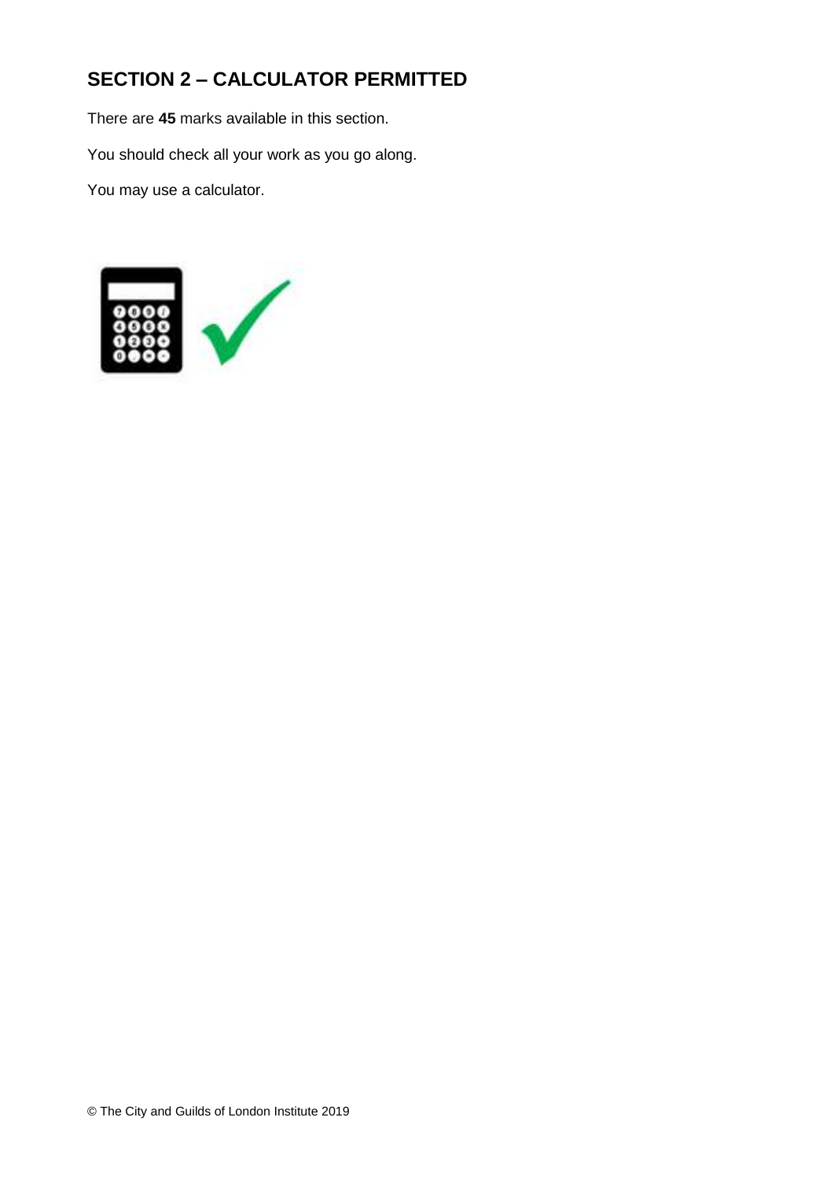## SECTION 2 – CALCULATOR PERMITTED

There are **45** marks available in this section.

You should check all your work as you go along.

You may use a calculator.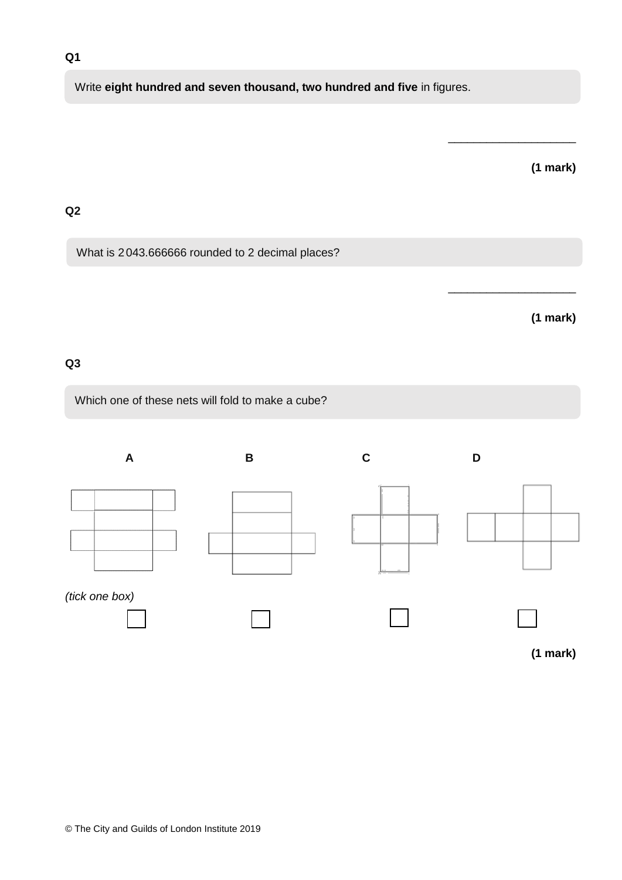**Q1**

Write **eight hundred and seven thousand, two hundred and five** in figures.

\_\_\_\_\_\_\_\_\_\_\_\_\_\_\_\_\_\_\_\_

**(1 mark)**

**Q2**

What is 2043.666666 rounded to 2 decimal places?

\_\_\_\_\_\_\_\_\_\_\_\_\_\_\_\_\_\_\_\_

**(1 mark)**

**Q3**

Which one of these nets will fold to make a cube?

**A** **B** **C** **D**

*(tick one box)*

☐ ☐ ☐ ☐

**(1 mark)**

© The City and Guilds of London Institute 2019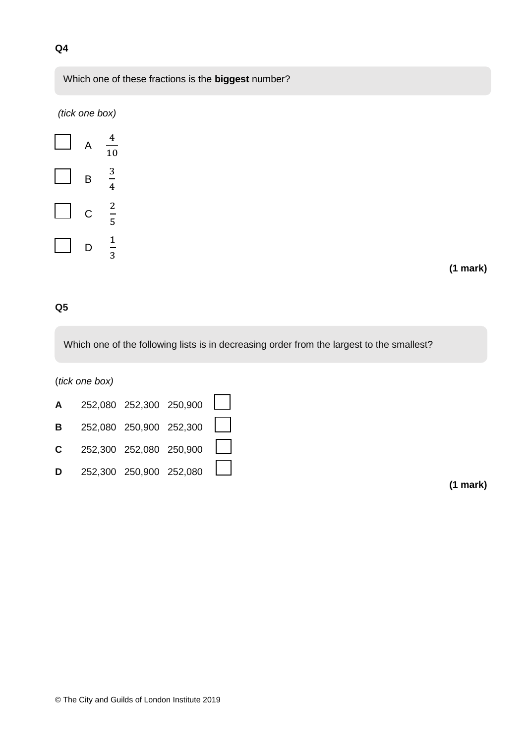**Q4**

Which one of these fractions is the **biggest** number?

*(tick one box)*

- ☐ A $\frac{4}{10}$
- ☐ B $\frac{3}{4}$
- ☐ C $\frac{2}{5}$
- ☐ D $\frac{1}{3}$

**(1 mark)**

**Q5**

Which one of the following lists is in decreasing order from the largest to the smallest?

(*tick one box*)

- **A** 252,080 252,300 250,900 ☐
- **B** 252,080 250,900 252,300 ☐
- **C** 252,300 252,080 250,900 ☐
- **D** 252,300 250,900 252,080 ☐

**(1 mark)**

© The City and Guilds of London Institute 2019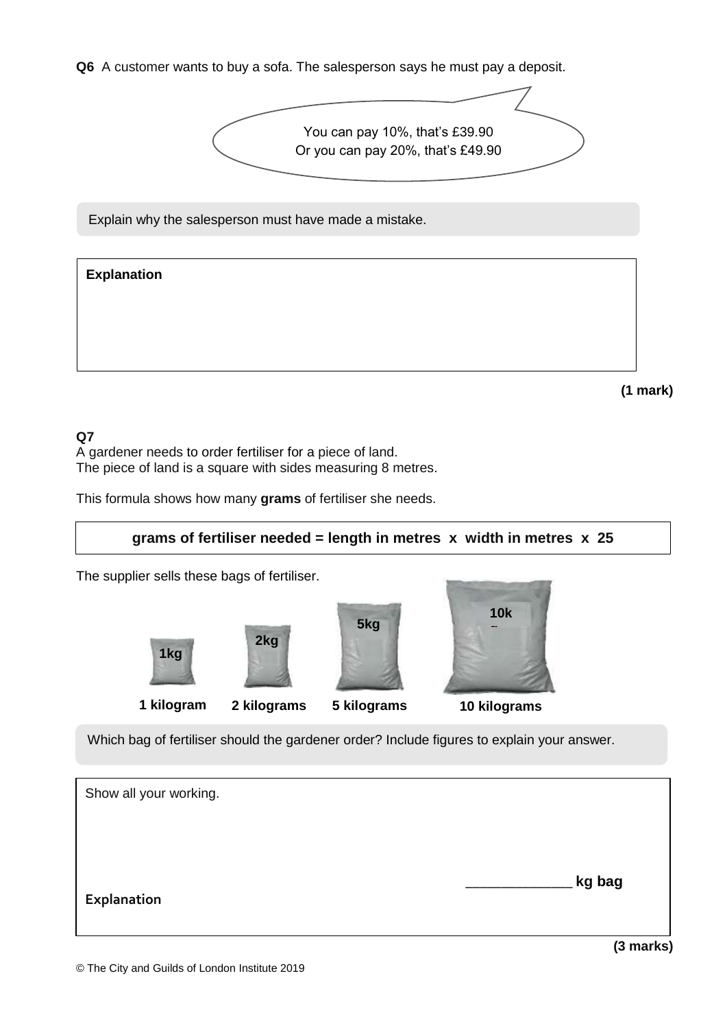**Q6** A customer wants to buy a sofa. The salesperson says he must pay a deposit.

You can pay 10%, that's £39.90
Or you can pay 20%, that's £49.90

Explain why the salesperson must have made a mistake.

**Explanation**

**(1 mark)**

**Q7**

A gardener needs to order fertiliser for a piece of land.
The piece of land is a square with sides measuring 8 metres.

This formula shows how many **grams** of fertiliser she needs.

**grams of fertiliser needed = length in metres x width in metres x 25**

The supplier sells these bags of fertiliser.

| 1kg | 2kg | 5kg | 10kg |
|---|---|---|---|
| **1 kilogram** | **2 kilograms** | **5 kilograms** | **10 kilograms** |

Which bag of fertiliser should the gardener order? Include figures to explain your answer.

Show all your working.

_____________ **kg bag**

**Explanation**

**(3 marks)**

© The City and Guilds of London Institute 2019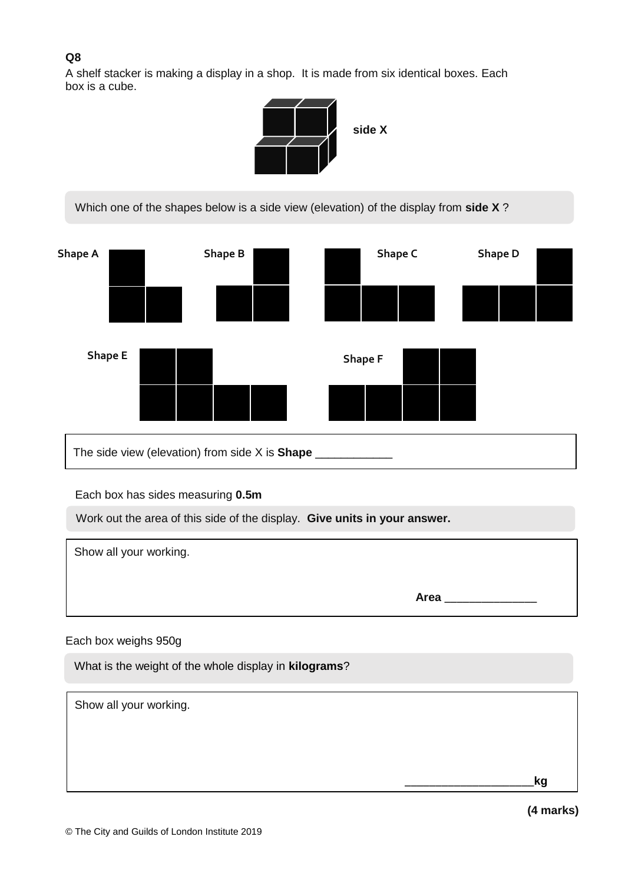**Q8**

A shelf stacker is making a display in a shop. It is made from six identical boxes. Each box is a cube.

side X

Which one of the shapes below is a side view (elevation) of the display from **side X** ?

Shape A

Shape B

Shape C

Shape D

Shape E

Shape F

The side view (elevation) from side X is **Shape** ____________

Each box has sides measuring **0.5m**

Work out the area of this side of the display. **Give units in your answer.**

Show all your working.

**Area** ______________

Each box weighs 950g

What is the weight of the whole display in **kilograms**?

Show all your working.

____________________**kg**

**(4 marks)**

© The City and Guilds of London Institute 2019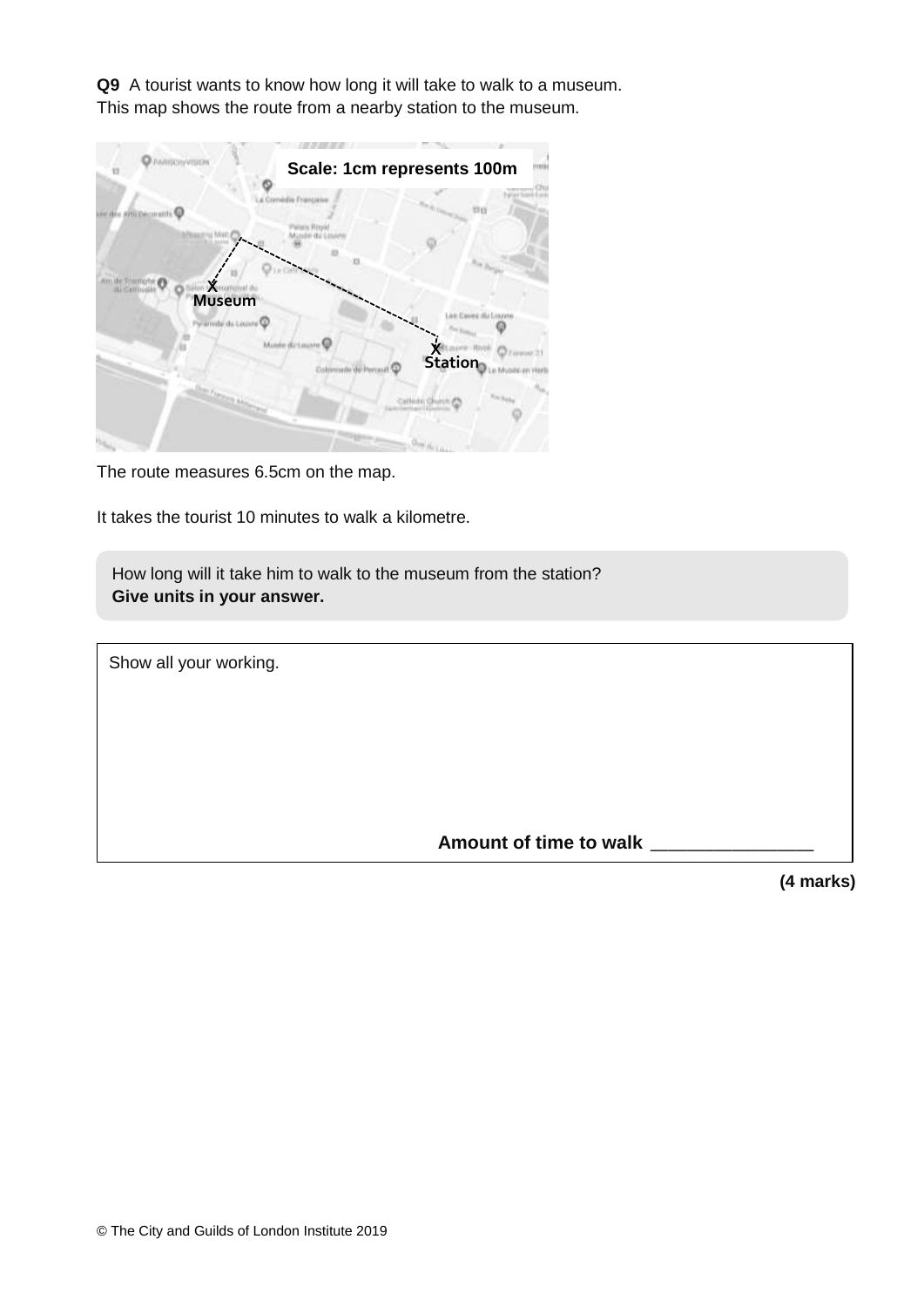**Q9** A tourist wants to know how long it will take to walk to a museum.
This map shows the route from a nearby station to the museum.

**Scale: 1cm represents 100m**

Museum

Station

The route measures 6.5cm on the map.

It takes the tourist 10 minutes to walk a kilometre.

How long will it take him to walk to the museum from the station?
**Give units in your answer.**

Show all your working.

**Amount of time to walk** ________________

**(4 marks)**

© The City and Guilds of London Institute 2019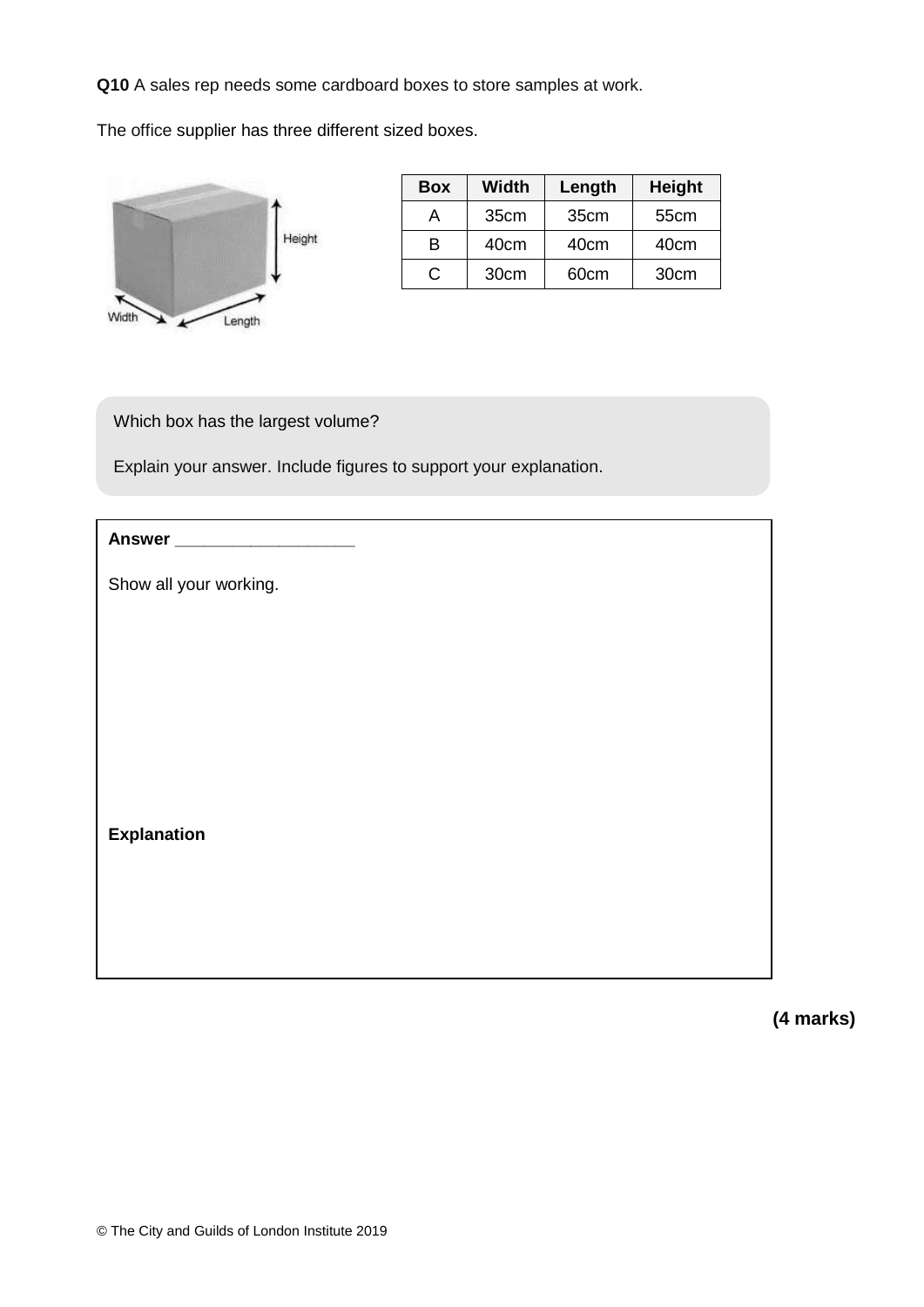**Q10** A sales rep needs some cardboard boxes to store samples at work.

The office supplier has three different sized boxes.

| Box | Width | Length | Height |
|---|---|---|---|
| A | 35cm | 35cm | 55cm |
| B | 40cm | 40cm | 40cm |
| C | 30cm | 60cm | 30cm |

Which box has the largest volume?

Explain your answer. Include figures to support your explanation.

**Answer** ___________________

Show all your working.

**Explanation**

**(4 marks)**

© The City and Guilds of London Institute 2019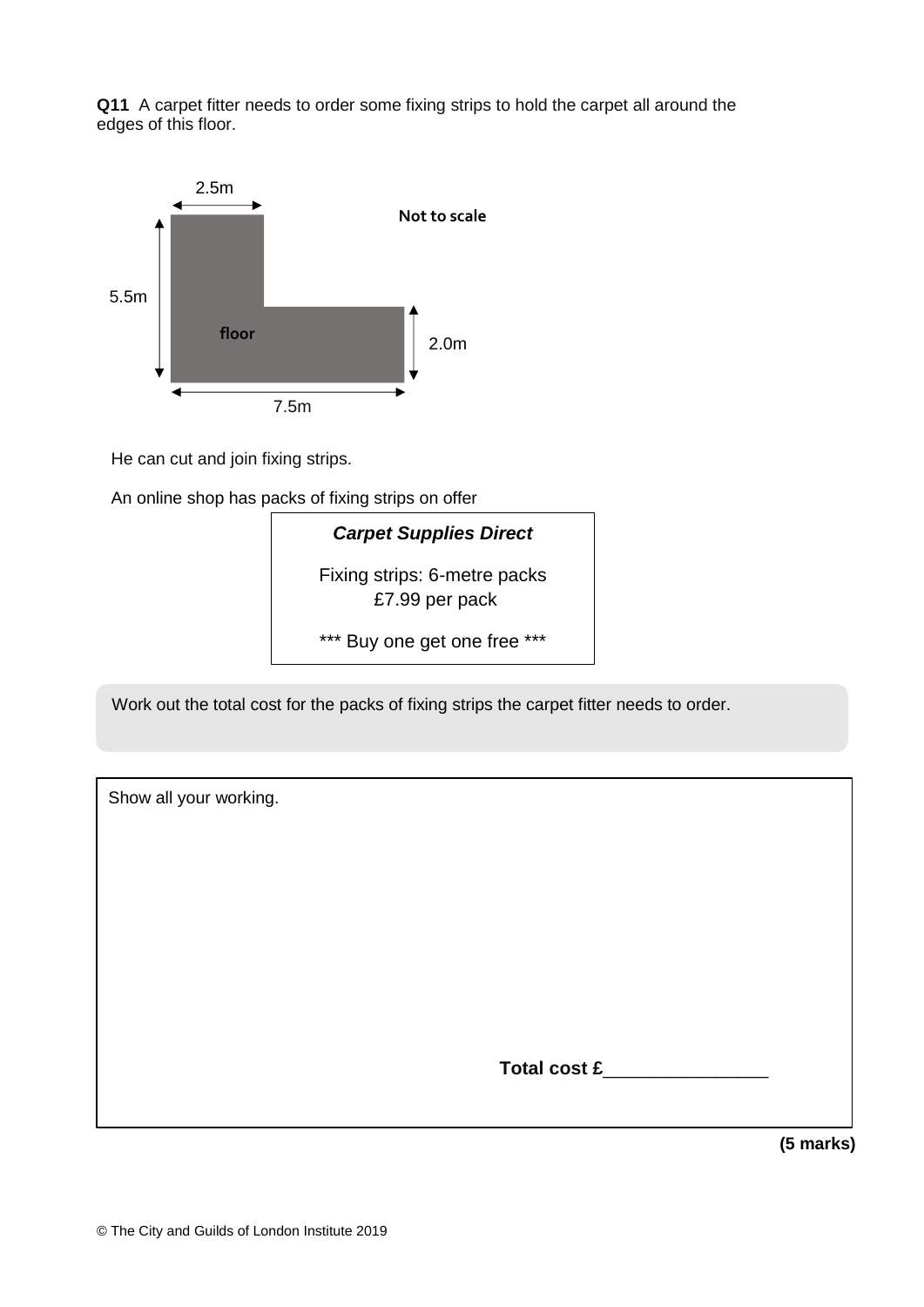**Q11** A carpet fitter needs to order some fixing strips to hold the carpet all around the edges of this floor.

2.5m

**Not to scale**

5.5m

**floor**

2.0m

7.5m

He can cut and join fixing strips.

An online shop has packs of fixing strips on offer

***Carpet Supplies Direct***

Fixing strips: 6-metre packs
£7.99 per pack

*** Buy one get one free ***

Work out the total cost for the packs of fixing strips the carpet fitter needs to order.

Show all your working.

**Total cost £**________________

**(5 marks)**

© The City and Guilds of London Institute 2019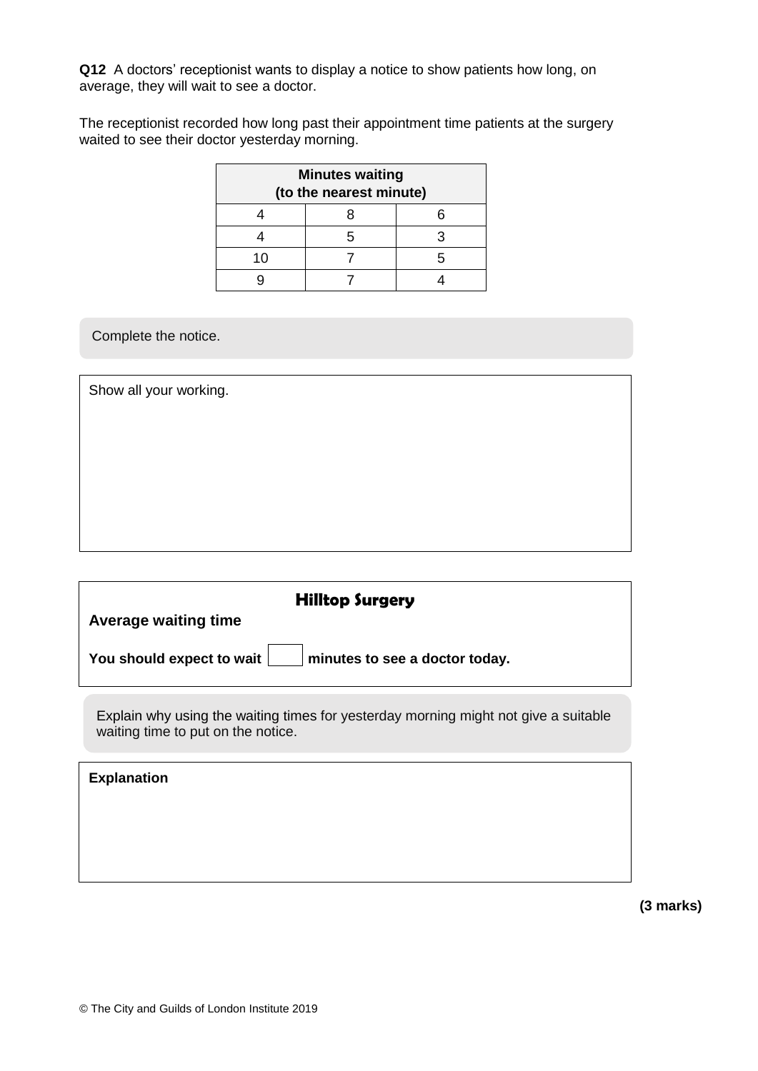**Q12** A doctors' receptionist wants to display a notice to show patients how long, on average, they will wait to see a doctor.

The receptionist recorded how long past their appointment time patients at the surgery waited to see their doctor yesterday morning.

| Minutes waiting (to the nearest minute) | | |
|---|---|---|
| 4 | 8 | 6 |
| 4 | 5 | 3 |
| 10 | 7 | 5 |
| 9 | 7 | 4 |

Complete the notice.

Show all your working.

**Hilltop Surgery**

**Average waiting time**

**You should expect to wait** ☐ **minutes to see a doctor today.**

Explain why using the waiting times for yesterday morning might not give a suitable waiting time to put on the notice.

**Explanation**

**(3 marks)**

© The City and Guilds of London Institute 2019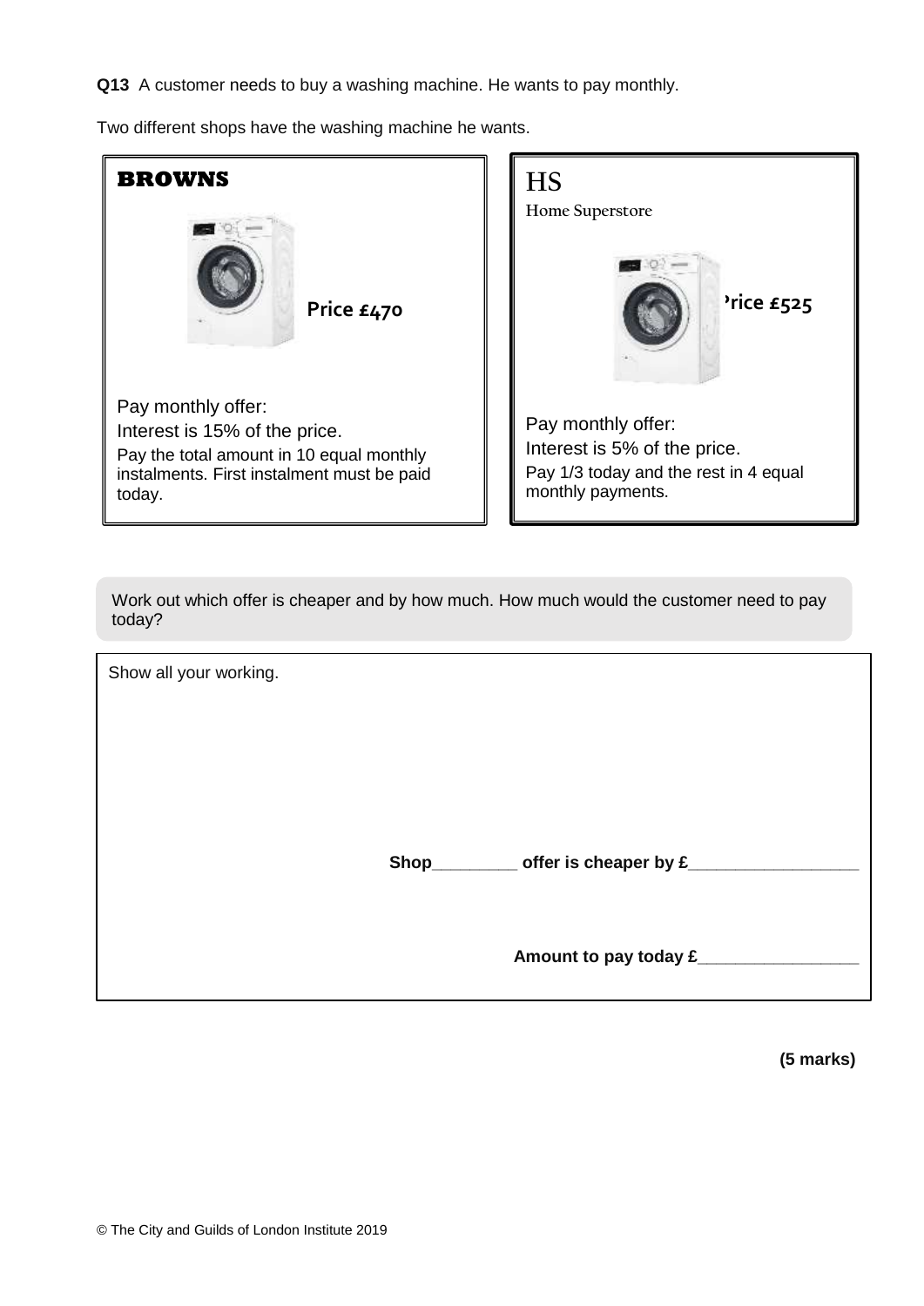**Q13** A customer needs to buy a washing machine. He wants to pay monthly.

Two different shops have the washing machine he wants.

**BROWNS**

**Price £470**

Pay monthly offer:
Interest is 15% of the price.
Pay the total amount in 10 equal monthly instalments. First instalment must be paid today.

HS
Home Superstore

**Price £525**

Pay monthly offer:
Interest is 5% of the price.
Pay 1/3 today and the rest in 4 equal monthly payments.

Work out which offer is cheaper and by how much. How much would the customer need to pay today?

Show all your working.

**Shop_________ offer is cheaper by £__________________**

**Amount to pay today £_________________**

**(5 marks)**

© The City and Guilds of London Institute 2019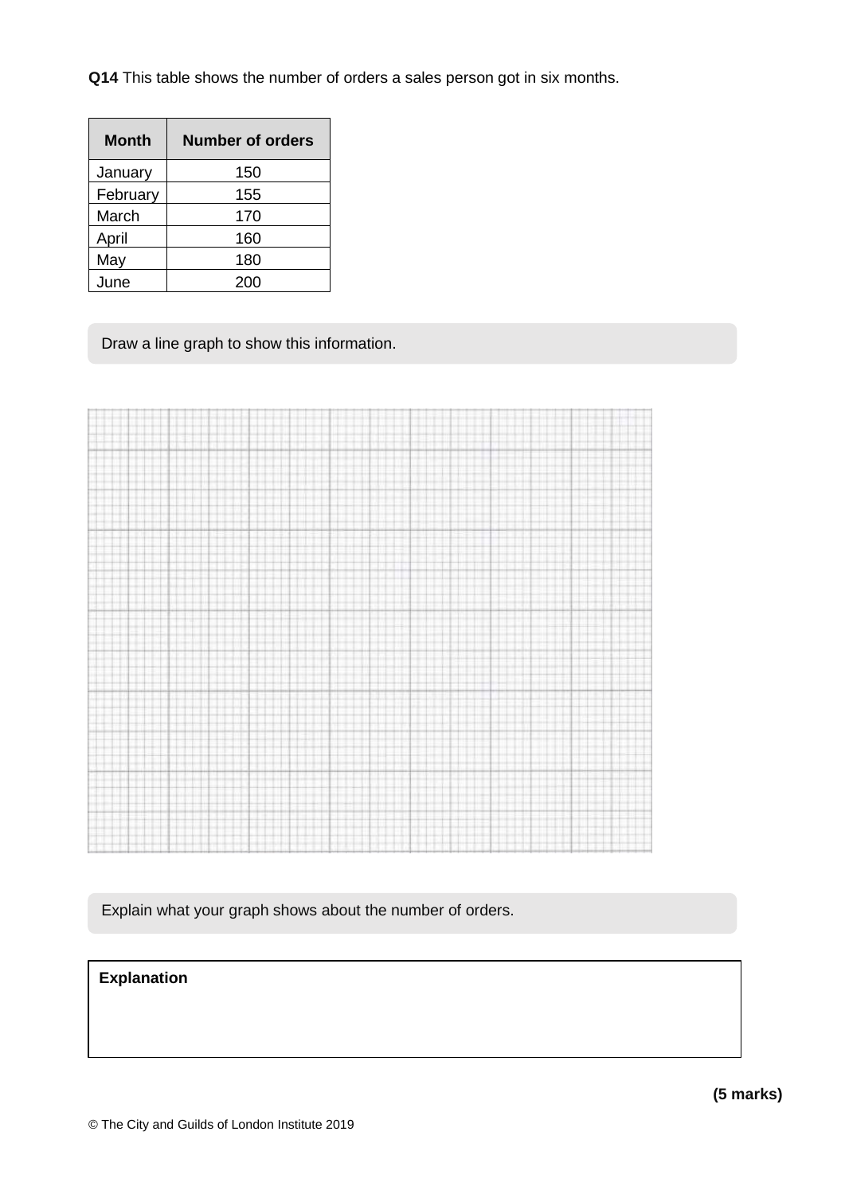**Q14** This table shows the number of orders a sales person got in six months.

| Month | Number of orders |
|---|---|
| January | 150 |
| February | 155 |
| March | 170 |
| April | 160 |
| May | 180 |
| June | 200 |

Draw a line graph to show this information.

Explain what your graph shows about the number of orders.

**Explanation**

**(5 marks)**

© The City and Guilds of London Institute 2019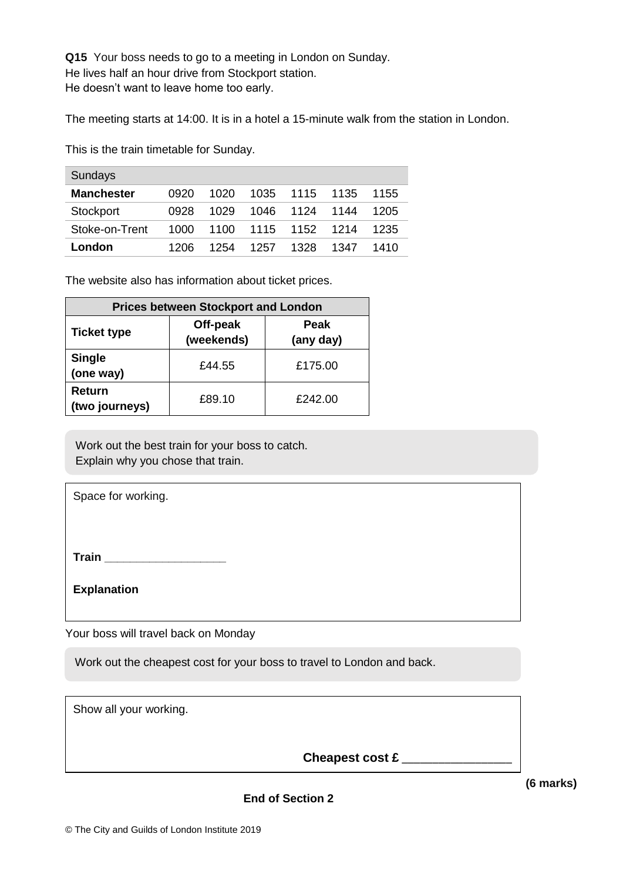**Q15** Your boss needs to go to a meeting in London on Sunday.
He lives half an hour drive from Stockport station.
He doesn't want to leave home too early.

The meeting starts at 14:00. It is in a hotel a 15-minute walk from the station in London.

This is the train timetable for Sunday.

| Sundays | | | | | | |
|---|---|---|---|---|---|---|
| **Manchester** | 0920 | 1020 | 1035 | 1115 | 1135 | 1155 |
| Stockport | 0928 | 1029 | 1046 | 1124 | 1144 | 1205 |
| Stoke-on-Trent | 1000 | 1100 | 1115 | 1152 | 1214 | 1235 |
| **London** | 1206 | 1254 | 1257 | 1328 | 1347 | 1410 |

The website also has information about ticket prices.

| **Prices between Stockport and London** | | |
|---|---|---|
| **Ticket type** | **Off-peak (weekends)** | **Peak (any day)** |
| **Single (one way)** | £44.55 | £175.00 |
| **Return (two journeys)** | £89.10 | £242.00 |

Work out the best train for your boss to catch.
Explain why you chose that train.

Space for working.

**Train** ___________________

**Explanation**

Your boss will travel back on Monday

Work out the cheapest cost for your boss to travel to London and back.

Show all your working.

**Cheapest cost £** ________________

**(6 marks)**

**End of Section 2**

© The City and Guilds of London Institute 2019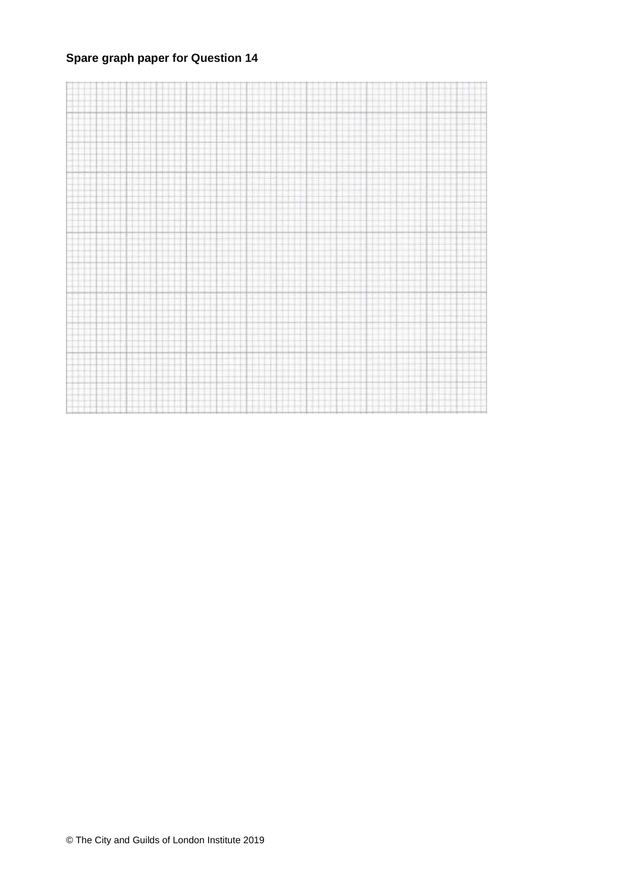**Spare graph paper for Question 14**

© The City and Guilds of London Institute 2019